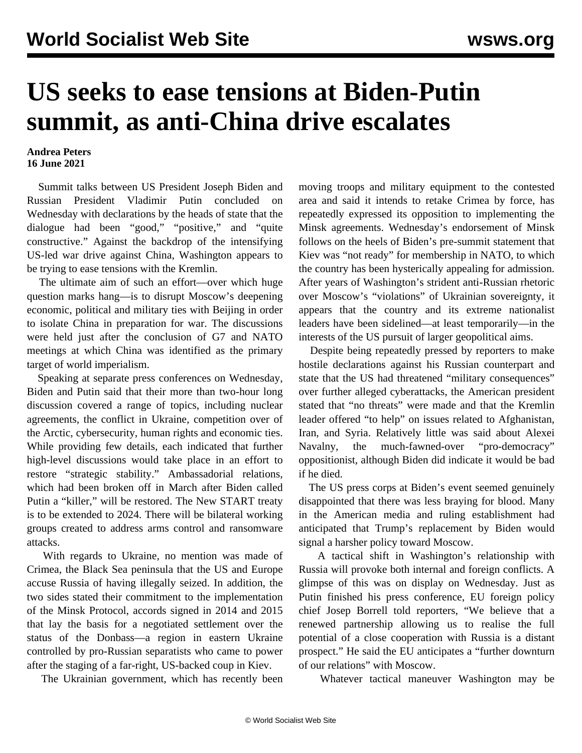# US seeks to ease tensions at Biden-Putin summit, as anti-China drive escalates

**Andrea Peters**
**16 June 2021**

Summit talks between US President Joseph Biden and Russian President Vladimir Putin concluded on Wednesday with declarations by the heads of state that the dialogue had been "good," "positive," and "quite constructive." Against the backdrop of the intensifying US-led war drive against China, Washington appears to be trying to ease tensions with the Kremlin.

The ultimate aim of such an effort—over which huge question marks hang—is to disrupt Moscow's deepening economic, political and military ties with Beijing in order to isolate China in preparation for war. The discussions were held just after the conclusion of G7 and NATO meetings at which China was identified as the primary target of world imperialism.

Speaking at separate press conferences on Wednesday, Biden and Putin said that their more than two-hour long discussion covered a range of topics, including nuclear agreements, the conflict in Ukraine, competition over of the Arctic, cybersecurity, human rights and economic ties. While providing few details, each indicated that further high-level discussions would take place in an effort to restore "strategic stability." Ambassadorial relations, which had been broken off in March after Biden called Putin a "killer," will be restored. The New START treaty is to be extended to 2024. There will be bilateral working groups created to address arms control and ransomware attacks.

With regards to Ukraine, no mention was made of Crimea, the Black Sea peninsula that the US and Europe accuse Russia of having illegally seized. In addition, the two sides stated their commitment to the implementation of the Minsk Protocol, accords signed in 2014 and 2015 that lay the basis for a negotiated settlement over the status of the Donbass—a region in eastern Ukraine controlled by pro-Russian separatists who came to power after the staging of a far-right, US-backed coup in Kiev.

The Ukrainian government, which has recently been moving troops and military equipment to the contested area and said it intends to retake Crimea by force, has repeatedly expressed its opposition to implementing the Minsk agreements. Wednesday's endorsement of Minsk follows on the heels of Biden's pre-summit statement that Kiev was "not ready" for membership in NATO, to which the country has been hysterically appealing for admission. After years of Washington's strident anti-Russian rhetoric over Moscow's "violations" of Ukrainian sovereignty, it appears that the country and its extreme nationalist leaders have been sidelined—at least temporarily—in the interests of the US pursuit of larger geopolitical aims.

Despite being repeatedly pressed by reporters to make hostile declarations against his Russian counterpart and state that the US had threatened "military consequences" over further alleged cyberattacks, the American president stated that "no threats" were made and that the Kremlin leader offered "to help" on issues related to Afghanistan, Iran, and Syria. Relatively little was said about Alexei Navalny, the much-fawned-over "pro-democracy" oppositionist, although Biden did indicate it would be bad if he died.

The US press corps at Biden's event seemed genuinely disappointed that there was less braying for blood. Many in the American media and ruling establishment had anticipated that Trump's replacement by Biden would signal a harsher policy toward Moscow.

A tactical shift in Washington's relationship with Russia will provoke both internal and foreign conflicts. A glimpse of this was on display on Wednesday. Just as Putin finished his press conference, EU foreign policy chief Josep Borrell told reporters, "We believe that a renewed partnership allowing us to realise the full potential of a close cooperation with Russia is a distant prospect." He said the EU anticipates a "further downturn of our relations" with Moscow.

Whatever tactical maneuver Washington may be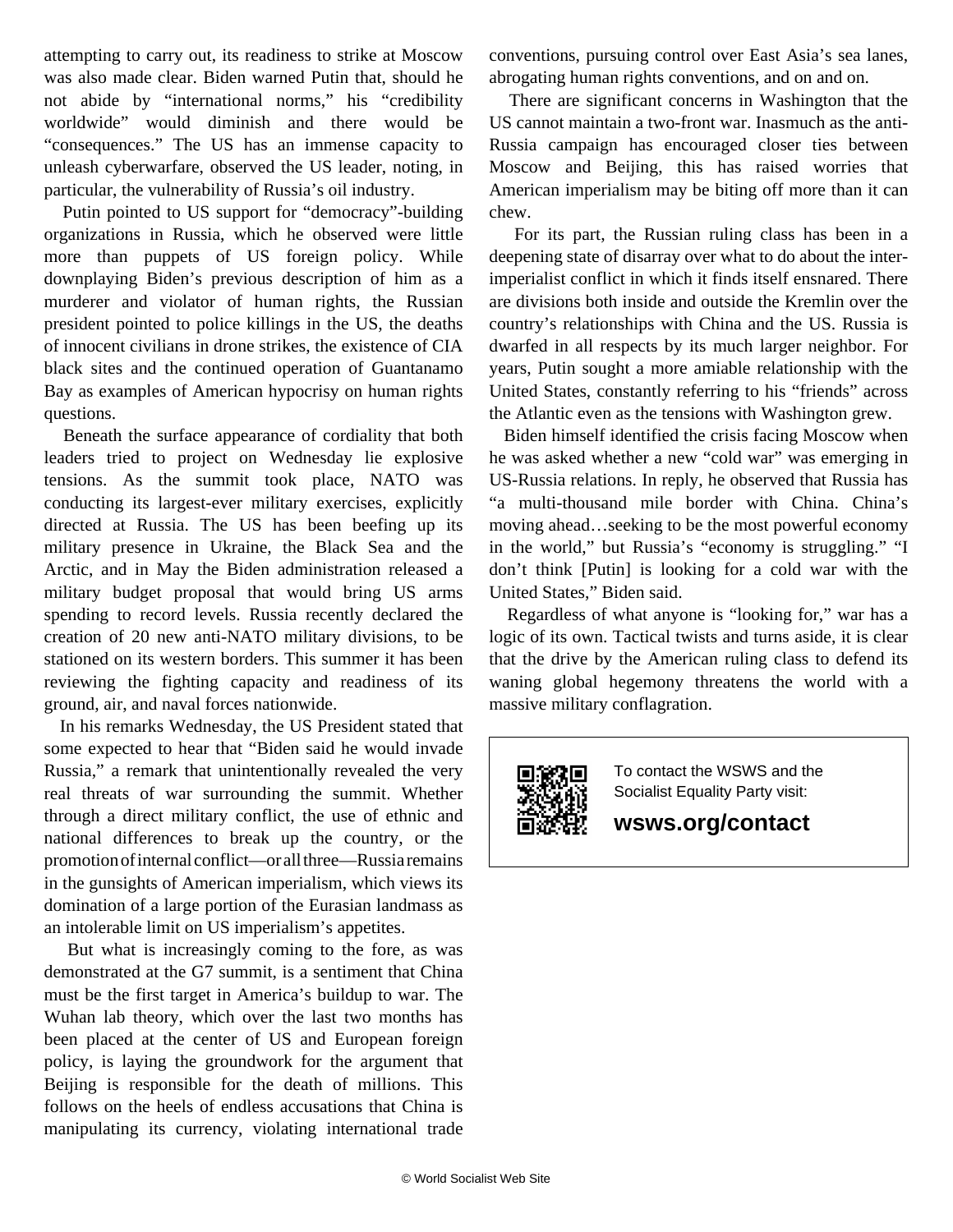attempting to carry out, its readiness to strike at Moscow was also made clear. Biden warned Putin that, should he not abide by "international norms," his "credibility worldwide" would diminish and there would be "consequences." The US has an immense capacity to unleash cyberwarfare, observed the US leader, noting, in particular, the vulnerability of Russia's oil industry.

Putin pointed to US support for "democracy"-building organizations in Russia, which he observed were little more than puppets of US foreign policy. While downplaying Biden's previous description of him as a murderer and violator of human rights, the Russian president pointed to police killings in the US, the deaths of innocent civilians in drone strikes, the existence of CIA black sites and the continued operation of Guantanamo Bay as examples of American hypocrisy on human rights questions.

Beneath the surface appearance of cordiality that both leaders tried to project on Wednesday lie explosive tensions. As the summit took place, NATO was conducting its largest-ever military exercises, explicitly directed at Russia. The US has been beefing up its military presence in Ukraine, the Black Sea and the Arctic, and in May the Biden administration released a military budget proposal that would bring US arms spending to record levels. Russia recently declared the creation of 20 new anti-NATO military divisions, to be stationed on its western borders. This summer it has been reviewing the fighting capacity and readiness of its ground, air, and naval forces nationwide.

In his remarks Wednesday, the US President stated that some expected to hear that "Biden said he would invade Russia," a remark that unintentionally revealed the very real threats of war surrounding the summit. Whether through a direct military conflict, the use of ethnic and national differences to break up the country, or the promotion of internal conflict—or all three—Russia remains in the gunsights of American imperialism, which views its domination of a large portion of the Eurasian landmass as an intolerable limit on US imperialism's appetites.

But what is increasingly coming to the fore, as was demonstrated at the G7 summit, is a sentiment that China must be the first target in America's buildup to war. The Wuhan lab theory, which over the last two months has been placed at the center of US and European foreign policy, is laying the groundwork for the argument that Beijing is responsible for the death of millions. This follows on the heels of endless accusations that China is manipulating its currency, violating international trade conventions, pursuing control over East Asia's sea lanes, abrogating human rights conventions, and on and on.

There are significant concerns in Washington that the US cannot maintain a two-front war. Inasmuch as the anti-Russia campaign has encouraged closer ties between Moscow and Beijing, this has raised worries that American imperialism may be biting off more than it can chew.

For its part, the Russian ruling class has been in a deepening state of disarray over what to do about the inter-imperialist conflict in which it finds itself ensnared. There are divisions both inside and outside the Kremlin over the country's relationships with China and the US. Russia is dwarfed in all respects by its much larger neighbor. For years, Putin sought a more amiable relationship with the United States, constantly referring to his "friends" across the Atlantic even as the tensions with Washington grew.

Biden himself identified the crisis facing Moscow when he was asked whether a new "cold war" was emerging in US-Russia relations. In reply, he observed that Russia has "a multi-thousand mile border with China. China's moving ahead…seeking to be the most powerful economy in the world," but Russia's "economy is struggling." "I don't think [Putin] is looking for a cold war with the United States," Biden said.

Regardless of what anyone is "looking for," war has a logic of its own. Tactical twists and turns aside, it is clear that the drive by the American ruling class to defend its waning global hegemony threatens the world with a massive military conflagration.

To contact the WSWS and the Socialist Equality Party visit:

**wsws.org/contact**